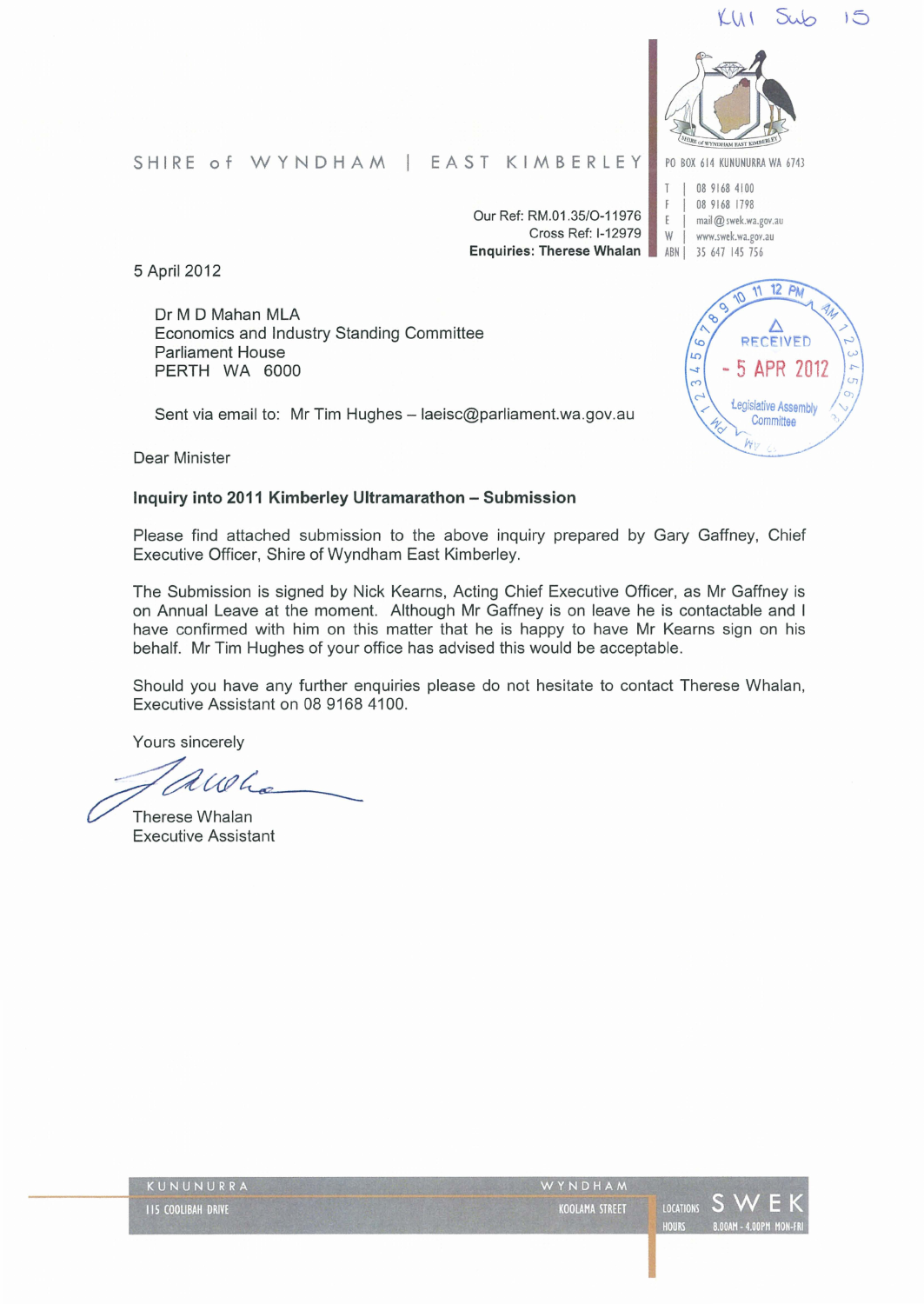KU1 Sub 15

SHIRE of WYNDHAM | EAST KIMBERLEY

PO BOX 614 KUNUNURRA WA 6743

T | 08 9168 4100
F | 08 9168 1798
E | mail@swek.wa.gov.au
W | www.swek.wa.gov.au
ABN | 35 647 145 756

Our Ref: RM.01.35/O-11976
Cross Ref: I-12979
**Enquiries: Therese Whalan**

5 April 2012

RECEIVED
- 5 APR 2012
Legislative Assembly Committee

Dr M D Mahan MLA
Economics and Industry Standing Committee
Parliament House
PERTH WA 6000

Sent via email to: Mr Tim Hughes – laeisc@parliament.wa.gov.au

Dear Minister

**Inquiry into 2011 Kimberley Ultramarathon – Submission**

Please find attached submission to the above inquiry prepared by Gary Gaffney, Chief Executive Officer, Shire of Wyndham East Kimberley.

The Submission is signed by Nick Kearns, Acting Chief Executive Officer, as Mr Gaffney is on Annual Leave at the moment. Although Mr Gaffney is on leave he is contactable and I have confirmed with him on this matter that he is happy to have Mr Kearns sign on his behalf. Mr Tim Hughes of your office has advised this would be acceptable.

Should you have any further enquiries please do not hesitate to contact Therese Whalan, Executive Assistant on 08 9168 4100.

Yours sincerely

Therese Whalan
Executive Assistant

KUNUNURRA — 115 COOLIBAH DRIVE | WYNDHAM — KOOLAMA STREET | LOCATIONS SWEK | HOURS 8.00AM - 4.00PM MON-FRI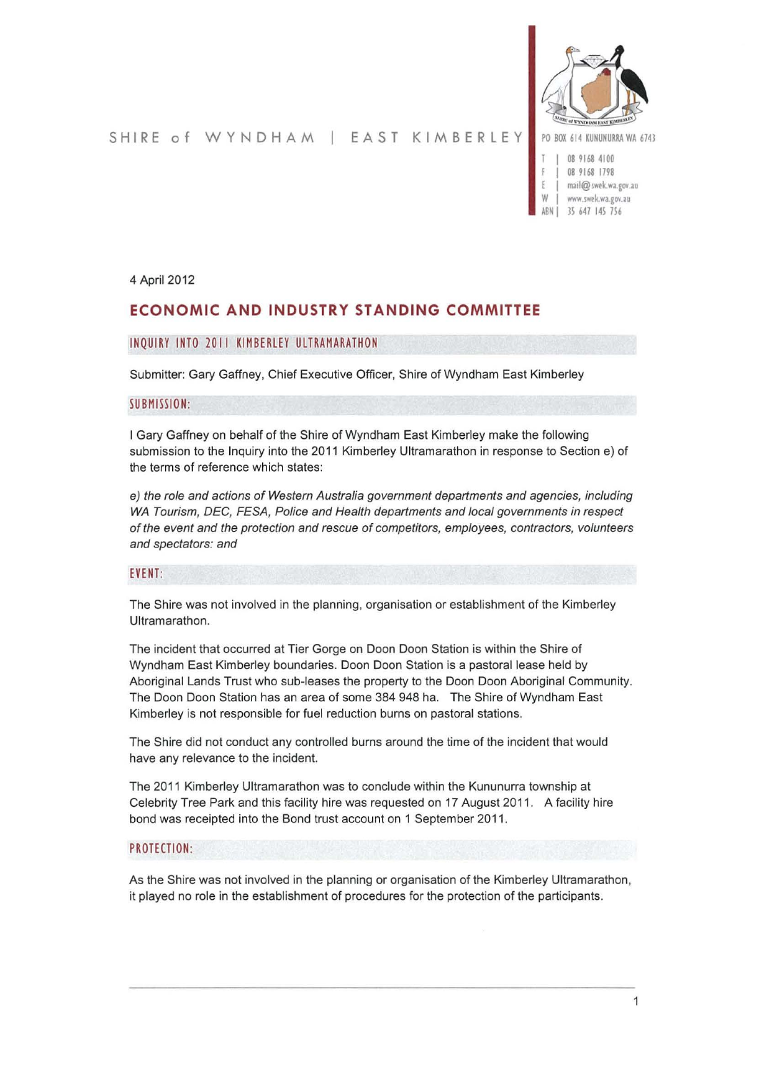SHIRE of WYNDHAM | EAST KIMBERLEY

PO BOX 614 KUNUNURRA WA 6743

T | 08 9168 4100
F | 08 9168 1798
E | mail@swek.wa.gov.au
W | www.swek.wa.gov.au
ABN | 35 647 145 756

4 April 2012

## ECONOMIC AND INDUSTRY STANDING COMMITTEE

### INQUIRY INTO 2011 KIMBERLEY ULTRAMARATHON

Submitter: Gary Gaffney, Chief Executive Officer, Shire of Wyndham East Kimberley

### SUBMISSION:

I Gary Gaffney on behalf of the Shire of Wyndham East Kimberley make the following submission to the Inquiry into the 2011 Kimberley Ultramarathon in response to Section e) of the terms of reference which states:

*e) the role and actions of Western Australia government departments and agencies, including WA Tourism, DEC, FESA, Police and Health departments and local governments in respect of the event and the protection and rescue of competitors, employees, contractors, volunteers and spectators: and*

### EVENT:

The Shire was not involved in the planning, organisation or establishment of the Kimberley Ultramarathon.

The incident that occurred at Tier Gorge on Doon Doon Station is within the Shire of Wyndham East Kimberley boundaries. Doon Doon Station is a pastoral lease held by Aboriginal Lands Trust who sub-leases the property to the Doon Doon Aboriginal Community. The Doon Doon Station has an area of some 384 948 ha. The Shire of Wyndham East Kimberley is not responsible for fuel reduction burns on pastoral stations.

The Shire did not conduct any controlled burns around the time of the incident that would have any relevance to the incident.

The 2011 Kimberley Ultramarathon was to conclude within the Kununurra township at Celebrity Tree Park and this facility hire was requested on 17 August 2011. A facility hire bond was receipted into the Bond trust account on 1 September 2011.

### PROTECTION:

As the Shire was not involved in the planning or organisation of the Kimberley Ultramarathon, it played no role in the establishment of procedures for the protection of the participants.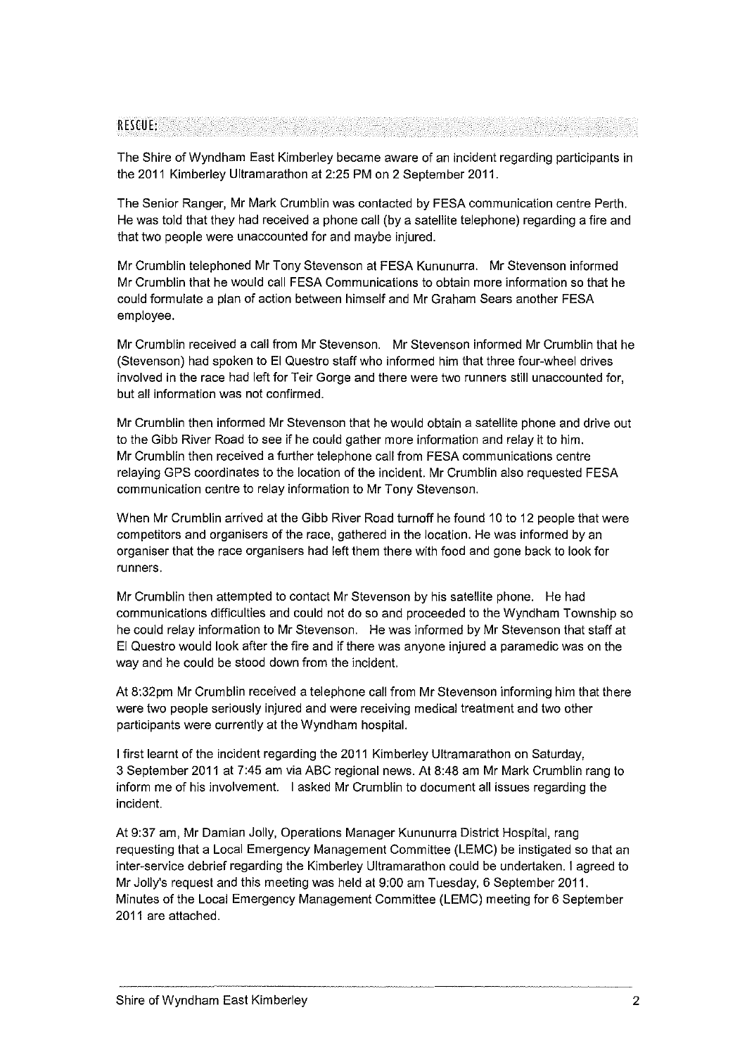## RESCUE:

The Shire of Wyndham East Kimberley became aware of an incident regarding participants in the 2011 Kimberley Ultramarathon at 2:25 PM on 2 September 2011.

The Senior Ranger, Mr Mark Crumblin was contacted by FESA communication centre Perth. He was told that they had received a phone call (by a satellite telephone) regarding a fire and that two people were unaccounted for and maybe injured.

Mr Crumblin telephoned Mr Tony Stevenson at FESA Kununurra. Mr Stevenson informed Mr Crumblin that he would call FESA Communications to obtain more information so that he could formulate a plan of action between himself and Mr Graham Sears another FESA employee.

Mr Crumblin received a call from Mr Stevenson. Mr Stevenson informed Mr Crumblin that he (Stevenson) had spoken to El Questro staff who informed him that three four-wheel drives involved in the race had left for Teir Gorge and there were two runners still unaccounted for, but all information was not confirmed.

Mr Crumblin then informed Mr Stevenson that he would obtain a satellite phone and drive out to the Gibb River Road to see if he could gather more information and relay it to him. Mr Crumblin then received a further telephone call from FESA communications centre relaying GPS coordinates to the location of the incident. Mr Crumblin also requested FESA communication centre to relay information to Mr Tony Stevenson.

When Mr Crumblin arrived at the Gibb River Road turnoff he found 10 to 12 people that were competitors and organisers of the race, gathered in the location. He was informed by an organiser that the race organisers had left them there with food and gone back to look for runners.

Mr Crumblin then attempted to contact Mr Stevenson by his satellite phone. He had communications difficulties and could not do so and proceeded to the Wyndham Township so he could relay information to Mr Stevenson. He was informed by Mr Stevenson that staff at El Questro would look after the fire and if there was anyone injured a paramedic was on the way and he could be stood down from the incident.

At 8:32pm Mr Crumblin received a telephone call from Mr Stevenson informing him that there were two people seriously injured and were receiving medical treatment and two other participants were currently at the Wyndham hospital.

I first learnt of the incident regarding the 2011 Kimberley Ultramarathon on Saturday, 3 September 2011 at 7:45 am via ABC regional news. At 8:48 am Mr Mark Crumblin rang to inform me of his involvement. I asked Mr Crumblin to document all issues regarding the incident.

At 9:37 am, Mr Damian Jolly, Operations Manager Kununurra District Hospital, rang requesting that a Local Emergency Management Committee (LEMC) be instigated so that an inter-service debrief regarding the Kimberley Ultramarathon could be undertaken. I agreed to Mr Jolly's request and this meeting was held at 9:00 am Tuesday, 6 September 2011. Minutes of the Local Emergency Management Committee (LEMC) meeting for 6 September 2011 are attached.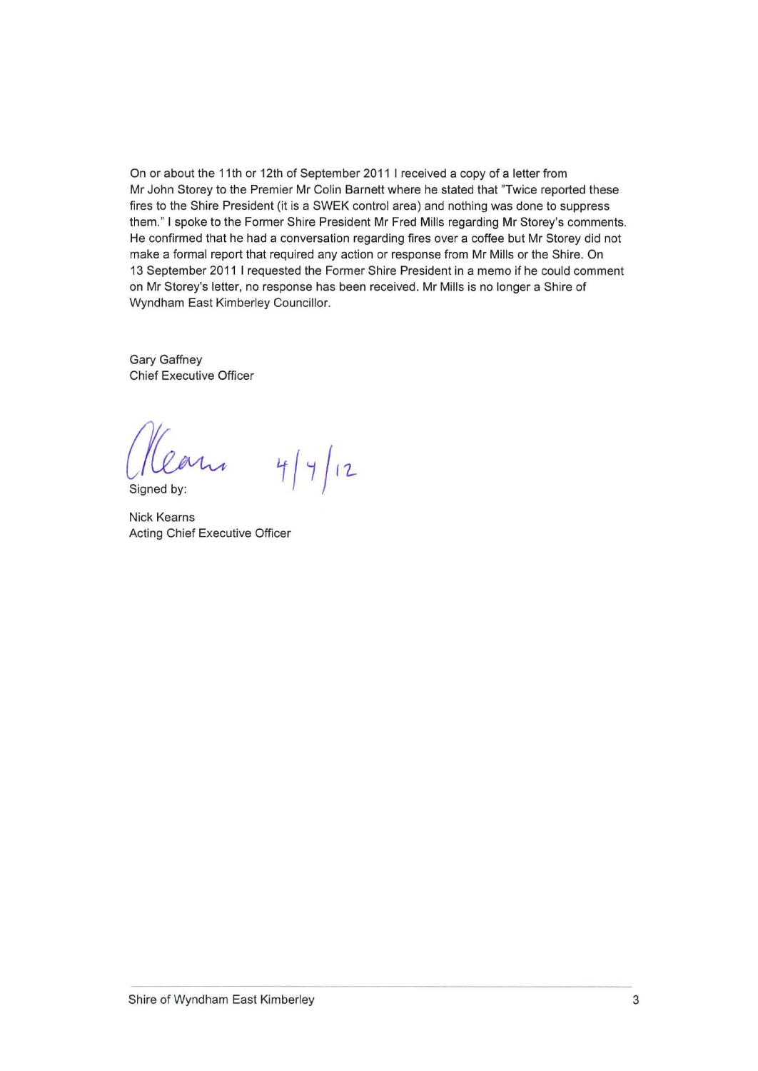On or about the 11th or 12th of September 2011 I received a copy of a letter from Mr John Storey to the Premier Mr Colin Barnett where he stated that "Twice reported these fires to the Shire President (it is a SWEK control area) and nothing was done to suppress them." I spoke to the Former Shire President Mr Fred Mills regarding Mr Storey's comments. He confirmed that he had a conversation regarding fires over a coffee but Mr Storey did not make a formal report that required any action or response from Mr Mills or the Shire. On 13 September 2011 I requested the Former Shire President in a memo if he could comment on Mr Storey's letter, no response has been received. Mr Mills is no longer a Shire of Wyndham East Kimberley Councillor.

Gary Gaffney
Chief Executive Officer

4/4/12

Signed by:

Nick Kearns
Acting Chief Executive Officer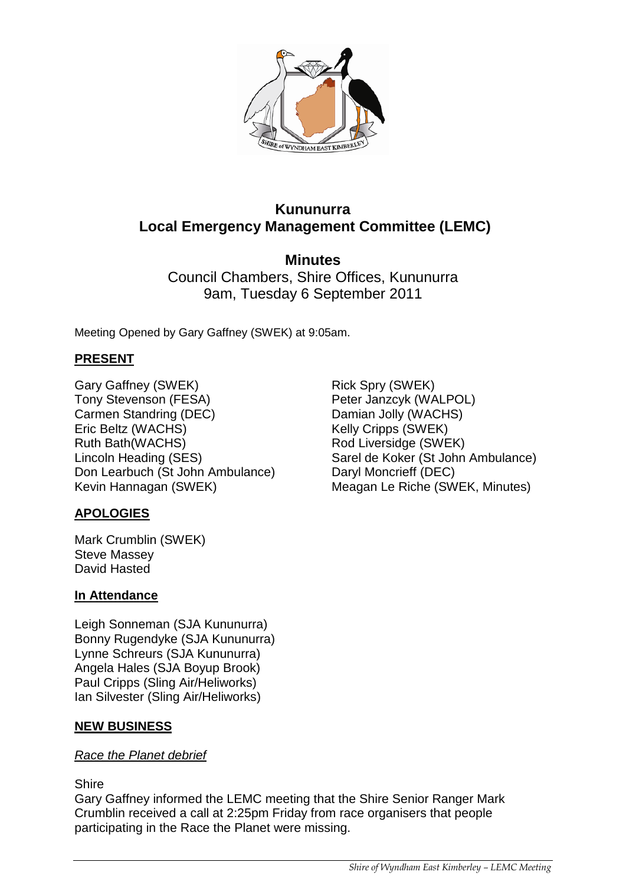# Kununurra Local Emergency Management Committee (LEMC)

## Minutes

Council Chambers, Shire Offices, Kununurra
9am, Tuesday 6 September 2011

Meeting Opened by Gary Gaffney (SWEK) at 9:05am.

**PRESENT**

Gary Gaffney (SWEK)
Tony Stevenson (FESA)
Carmen Standring (DEC)
Eric Beltz (WACHS)
Ruth Bath(WACHS)
Lincoln Heading (SES)
Don Learbuch (St John Ambulance)
Kevin Hannagan (SWEK)
Rick Spry (SWEK)
Peter Janzcyk (WALPOL)
Damian Jolly (WACHS)
Kelly Cripps (SWEK)
Rod Liversidge (SWEK)
Sarel de Koker (St John Ambulance)
Daryl Moncrieff (DEC)
Meagan Le Riche (SWEK, Minutes)

**APOLOGIES**

Mark Crumblin (SWEK)
Steve Massey
David Hasted

**In Attendance**

Leigh Sonneman (SJA Kununurra)
Bonny Rugendyke (SJA Kununurra)
Lynne Schreurs (SJA Kununurra)
Angela Hales (SJA Boyup Brook)
Paul Cripps (Sling Air/Heliworks)
Ian Silvester (Sling Air/Heliworks)

**NEW BUSINESS**

*Race the Planet debrief*

Shire

Gary Gaffney informed the LEMC meeting that the Shire Senior Ranger Mark Crumblin received a call at 2:25pm Friday from race organisers that people participating in the Race the Planet were missing.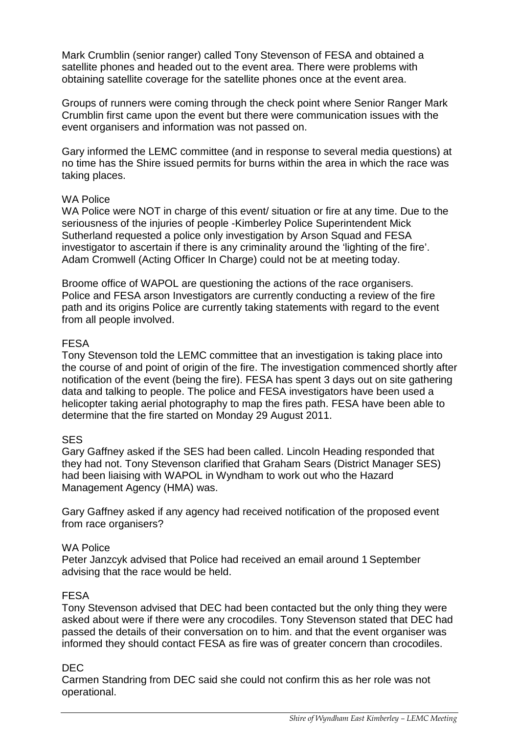Mark Crumblin (senior ranger) called Tony Stevenson of FESA and obtained a satellite phones and headed out to the event area. There were problems with obtaining satellite coverage for the satellite phones once at the event area.

Groups of runners were coming through the check point where Senior Ranger Mark Crumblin first came upon the event but there were communication issues with the event organisers and information was not passed on.

Gary informed the LEMC committee (and in response to several media questions) at no time has the Shire issued permits for burns within the area in which the race was taking places.

WA Police
WA Police were NOT in charge of this event/ situation or fire at any time. Due to the seriousness of the injuries of people -Kimberley Police Superintendent Mick Sutherland requested a police only investigation by Arson Squad and FESA investigator to ascertain if there is any criminality around the 'lighting of the fire'. Adam Cromwell (Acting Officer In Charge) could not be at meeting today.

Broome office of WAPOL are questioning the actions of the race organisers. Police and FESA arson Investigators are currently conducting a review of the fire path and its origins Police are currently taking statements with regard to the event from all people involved.

FESA
Tony Stevenson told the LEMC committee that an investigation is taking place into the course of and point of origin of the fire. The investigation commenced shortly after notification of the event (being the fire). FESA has spent 3 days out on site gathering data and talking to people. The police and FESA investigators have been used a helicopter taking aerial photography to map the fires path. FESA have been able to determine that the fire started on Monday 29 August 2011.

SES
Gary Gaffney asked if the SES had been called. Lincoln Heading responded that they had not. Tony Stevenson clarified that Graham Sears (District Manager SES) had been liaising with WAPOL in Wyndham to work out who the Hazard Management Agency (HMA) was.

Gary Gaffney asked if any agency had received notification of the proposed event from race organisers?

WA Police
Peter Janzcyk advised that Police had received an email around 1 September advising that the race would be held.

FESA
Tony Stevenson advised that DEC had been contacted but the only thing they were asked about were if there were any crocodiles. Tony Stevenson stated that DEC had passed the details of their conversation on to him. and that the event organiser was informed they should contact FESA as fire was of greater concern than crocodiles.

DEC
Carmen Standring from DEC said she could not confirm this as her role was not operational.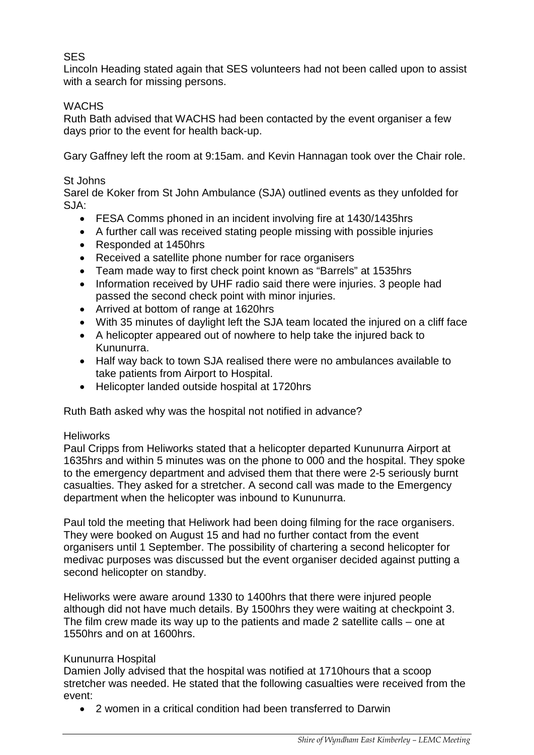SES

Lincoln Heading stated again that SES volunteers had not been called upon to assist with a search for missing persons.

WACHS

Ruth Bath advised that WACHS had been contacted by the event organiser a few days prior to the event for health back-up.

Gary Gaffney left the room at 9:15am. and Kevin Hannagan took over the Chair role.

St Johns

Sarel de Koker from St John Ambulance (SJA) outlined events as they unfolded for SJA:

- FESA Comms phoned in an incident involving fire at 1430/1435hrs
- A further call was received stating people missing with possible injuries
- Responded at 1450hrs
- Received a satellite phone number for race organisers
- Team made way to first check point known as "Barrels" at 1535hrs
- Information received by UHF radio said there were injuries. 3 people had passed the second check point with minor injuries.
- Arrived at bottom of range at 1620hrs
- With 35 minutes of daylight left the SJA team located the injured on a cliff face
- A helicopter appeared out of nowhere to help take the injured back to Kununurra.
- Half way back to town SJA realised there were no ambulances available to take patients from Airport to Hospital.
- Helicopter landed outside hospital at 1720hrs

Ruth Bath asked why was the hospital not notified in advance?

Heliworks

Paul Cripps from Heliworks stated that a helicopter departed Kununurra Airport at 1635hrs and within 5 minutes was on the phone to 000 and the hospital. They spoke to the emergency department and advised them that there were 2-5 seriously burnt casualties. They asked for a stretcher. A second call was made to the Emergency department when the helicopter was inbound to Kununurra.

Paul told the meeting that Heliwork had been doing filming for the race organisers. They were booked on August 15 and had no further contact from the event organisers until 1 September. The possibility of chartering a second helicopter for medivac purposes was discussed but the event organiser decided against putting a second helicopter on standby.

Heliworks were aware around 1330 to 1400hrs that there were injured people although did not have much details. By 1500hrs they were waiting at checkpoint 3. The film crew made its way up to the patients and made 2 satellite calls – one at 1550hrs and on at 1600hrs.

Kununurra Hospital

Damien Jolly advised that the hospital was notified at 1710hours that a scoop stretcher was needed. He stated that the following casualties were received from the event:

- 2 women in a critical condition had been transferred to Darwin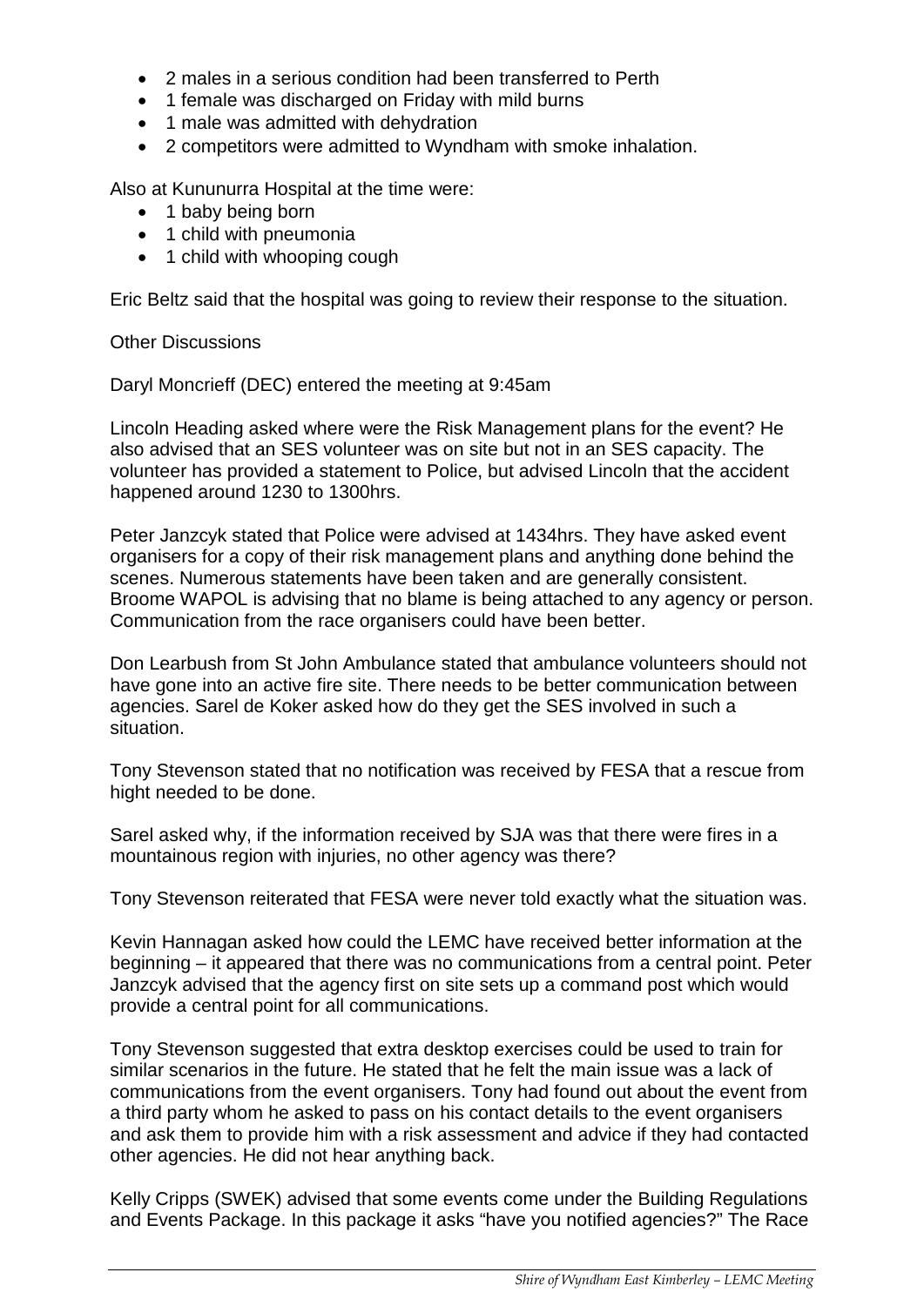- 2 males in a serious condition had been transferred to Perth
- 1 female was discharged on Friday with mild burns
- 1 male was admitted with dehydration
- 2 competitors were admitted to Wyndham with smoke inhalation.

Also at Kununurra Hospital at the time were:

- 1 baby being born
- 1 child with pneumonia
- 1 child with whooping cough

Eric Beltz said that the hospital was going to review their response to the situation.

Other Discussions

Daryl Moncrieff (DEC) entered the meeting at 9:45am

Lincoln Heading asked where were the Risk Management plans for the event? He also advised that an SES volunteer was on site but not in an SES capacity. The volunteer has provided a statement to Police, but advised Lincoln that the accident happened around 1230 to 1300hrs.

Peter Janzcyk stated that Police were advised at 1434hrs. They have asked event organisers for a copy of their risk management plans and anything done behind the scenes. Numerous statements have been taken and are generally consistent. Broome WAPOL is advising that no blame is being attached to any agency or person. Communication from the race organisers could have been better.

Don Learbush from St John Ambulance stated that ambulance volunteers should not have gone into an active fire site. There needs to be better communication between agencies. Sarel de Koker asked how do they get the SES involved in such a situation.

Tony Stevenson stated that no notification was received by FESA that a rescue from hight needed to be done.

Sarel asked why, if the information received by SJA was that there were fires in a mountainous region with injuries, no other agency was there?

Tony Stevenson reiterated that FESA were never told exactly what the situation was.

Kevin Hannagan asked how could the LEMC have received better information at the beginning – it appeared that there was no communications from a central point. Peter Janzcyk advised that the agency first on site sets up a command post which would provide a central point for all communications.

Tony Stevenson suggested that extra desktop exercises could be used to train for similar scenarios in the future. He stated that he felt the main issue was a lack of communications from the event organisers. Tony had found out about the event from a third party whom he asked to pass on his contact details to the event organisers and ask them to provide him with a risk assessment and advice if they had contacted other agencies. He did not hear anything back.

Kelly Cripps (SWEK) advised that some events come under the Building Regulations and Events Package. In this package it asks "have you notified agencies?" The Race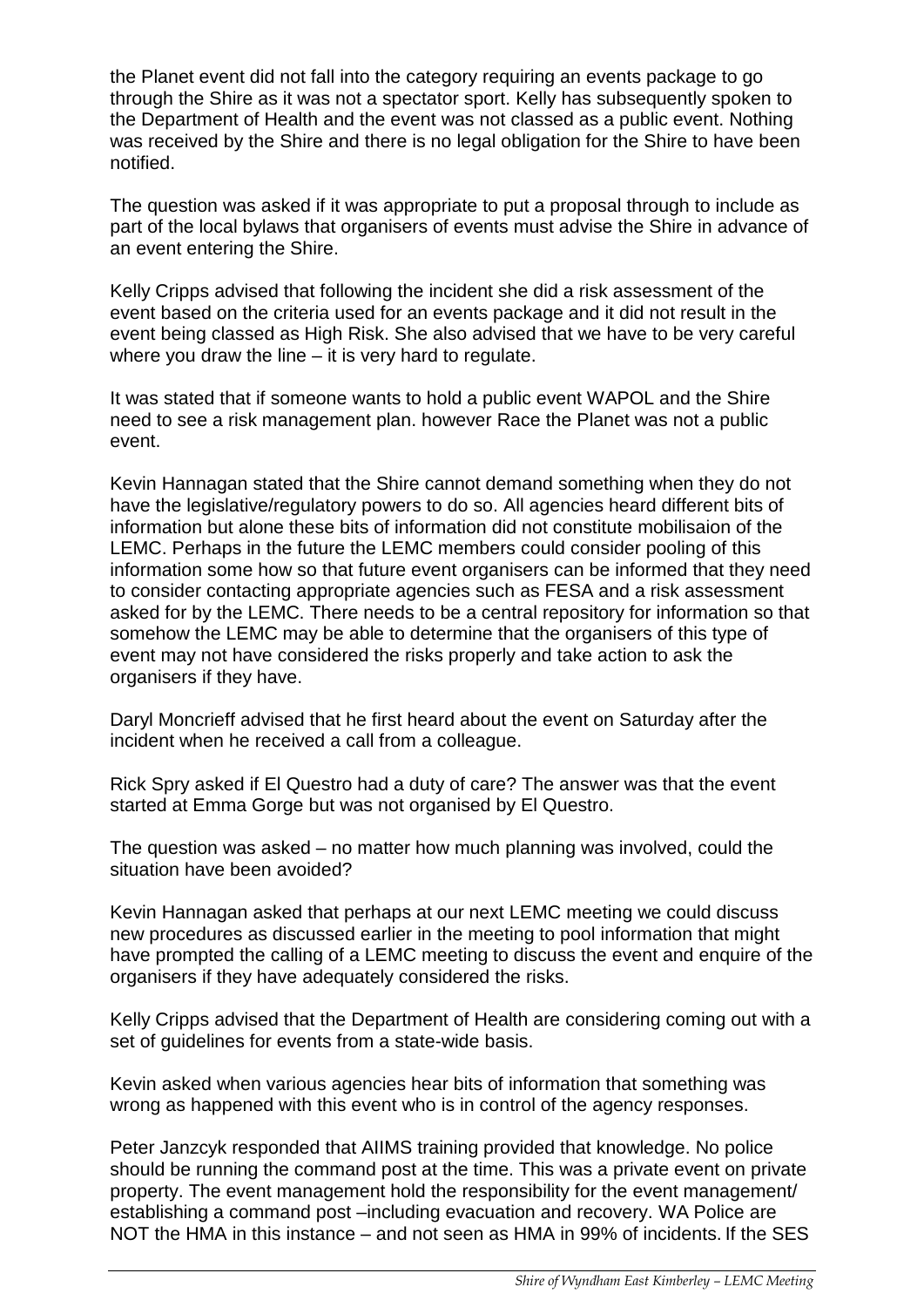the Planet event did not fall into the category requiring an events package to go through the Shire as it was not a spectator sport. Kelly has subsequently spoken to the Department of Health and the event was not classed as a public event. Nothing was received by the Shire and there is no legal obligation for the Shire to have been notified.

The question was asked if it was appropriate to put a proposal through to include as part of the local bylaws that organisers of events must advise the Shire in advance of an event entering the Shire.

Kelly Cripps advised that following the incident she did a risk assessment of the event based on the criteria used for an events package and it did not result in the event being classed as High Risk. She also advised that we have to be very careful where you draw the line – it is very hard to regulate.

It was stated that if someone wants to hold a public event WAPOL and the Shire need to see a risk management plan. however Race the Planet was not a public event.

Kevin Hannagan stated that the Shire cannot demand something when they do not have the legislative/regulatory powers to do so. All agencies heard different bits of information but alone these bits of information did not constitute mobilisaion of the LEMC. Perhaps in the future the LEMC members could consider pooling of this information some how so that future event organisers can be informed that they need to consider contacting appropriate agencies such as FESA and a risk assessment asked for by the LEMC. There needs to be a central repository for information so that somehow the LEMC may be able to determine that the organisers of this type of event may not have considered the risks properly and take action to ask the organisers if they have.

Daryl Moncrieff advised that he first heard about the event on Saturday after the incident when he received a call from a colleague.

Rick Spry asked if El Questro had a duty of care? The answer was that the event started at Emma Gorge but was not organised by El Questro.

The question was asked – no matter how much planning was involved, could the situation have been avoided?

Kevin Hannagan asked that perhaps at our next LEMC meeting we could discuss new procedures as discussed earlier in the meeting to pool information that might have prompted the calling of a LEMC meeting to discuss the event and enquire of the organisers if they have adequately considered the risks.

Kelly Cripps advised that the Department of Health are considering coming out with a set of guidelines for events from a state-wide basis.

Kevin asked when various agencies hear bits of information that something was wrong as happened with this event who is in control of the agency responses.

Peter Janzcyk responded that AIIMS training provided that knowledge. No police should be running the command post at the time. This was a private event on private property. The event management hold the responsibility for the event management/ establishing a command post –including evacuation and recovery. WA Police are NOT the HMA in this instance – and not seen as HMA in 99% of incidents. If the SES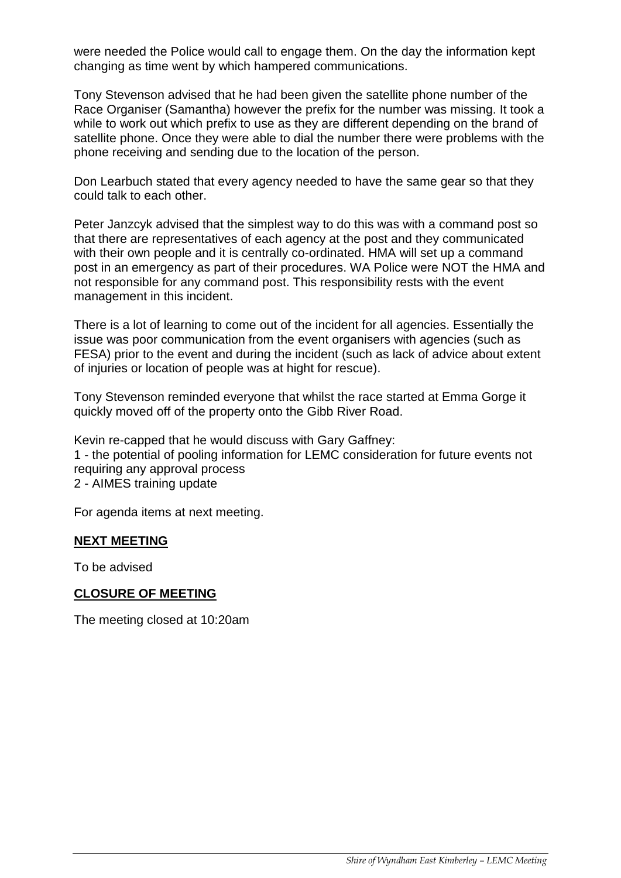were needed the Police would call to engage them. On the day the information kept changing as time went by which hampered communications.

Tony Stevenson advised that he had been given the satellite phone number of the Race Organiser (Samantha) however the prefix for the number was missing. It took a while to work out which prefix to use as they are different depending on the brand of satellite phone. Once they were able to dial the number there were problems with the phone receiving and sending due to the location of the person.

Don Learbuch stated that every agency needed to have the same gear so that they could talk to each other.

Peter Janzcyk advised that the simplest way to do this was with a command post so that there are representatives of each agency at the post and they communicated with their own people and it is centrally co-ordinated. HMA will set up a command post in an emergency as part of their procedures. WA Police were NOT the HMA and not responsible for any command post. This responsibility rests with the event management in this incident.

There is a lot of learning to come out of the incident for all agencies. Essentially the issue was poor communication from the event organisers with agencies (such as FESA) prior to the event and during the incident (such as lack of advice about extent of injuries or location of people was at hight for rescue).

Tony Stevenson reminded everyone that whilst the race started at Emma Gorge it quickly moved off of the property onto the Gibb River Road.

Kevin re-capped that he would discuss with Gary Gaffney:
1 - the potential of pooling information for LEMC consideration for future events not requiring any approval process
2 - AIMES training update

For agenda items at next meeting.

## NEXT MEETING

To be advised

## CLOSURE OF MEETING

The meeting closed at 10:20am